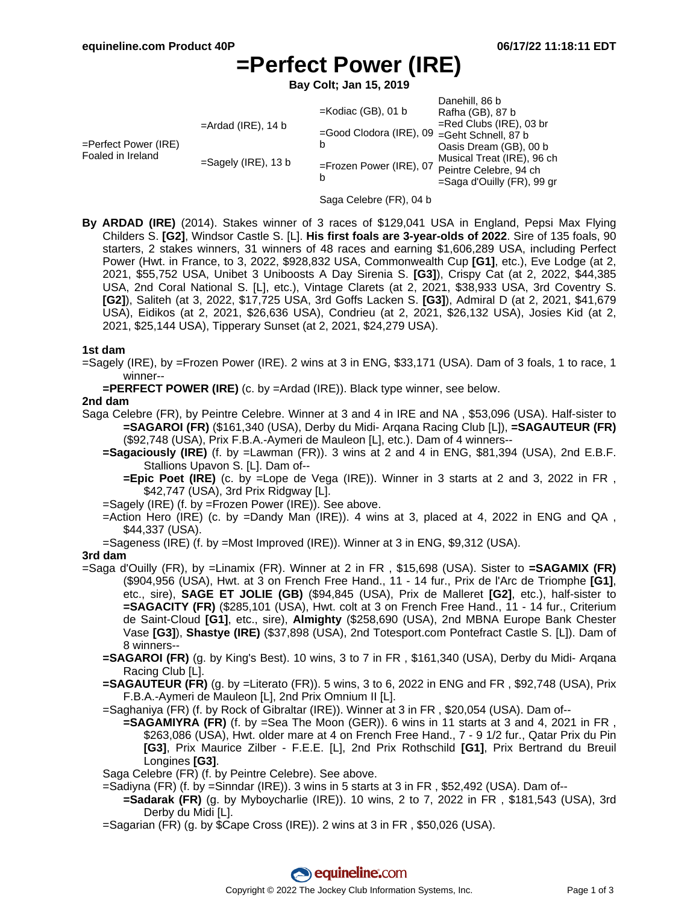# =Perfect Power (IRE)

**Bay Colt; Jan 15, 2019**

| | | | |
|---|---|---|---|
| =Perfect Power (IRE) Foaled in Ireland | =Ardad (IRE), 14 b | =Kodiac (GB), 01 b | Danehill, 86 b |
| | | | Rafha (GB), 87 b |
| | | =Good Clodora (IRE), 09 b | =Red Clubs (IRE), 03 br |
| | | | =Geht Schnell, 87 b |
| | =Sagely (IRE), 13 b | =Frozen Power (IRE), 07 b | Oasis Dream (GB), 00 b |
| | | | Musical Treat (IRE), 96 ch |
| | | Saga Celebre (FR), 04 b | Peintre Celebre, 94 ch |
| | | | =Saga d'Ouilly (FR), 99 gr |

**By ARDAD (IRE)** (2014). Stakes winner of 3 races of $129,041 USA in England, Pepsi Max Flying Childers S. **[G2]**, Windsor Castle S. [L]. **His first foals are 3-year-olds of 2022**. Sire of 135 foals, 90 starters, 2 stakes winners, 31 winners of 48 races and earning $1,606,289 USA, including Perfect Power (Hwt. in France, to 3, 2022, $928,832 USA, Commonwealth Cup **[G1]**, etc.), Eve Lodge (at 2, 2021, $55,752 USA, Unibet 3 Uniboosts A Day Sirenia S. **[G3]**), Crispy Cat (at 2, 2022, $44,385 USA, 2nd Coral National S. [L], etc.), Vintage Clarets (at 2, 2021, $38,933 USA, 3rd Coventry S. **[G2]**), Saliteh (at 3, 2022, $17,725 USA, 3rd Goffs Lacken S. **[G3]**), Admiral D (at 2, 2021, $41,679 USA), Eidikos (at 2, 2021, $26,636 USA), Condrieu (at 2, 2021, $26,132 USA), Josies Kid (at 2, 2021, $25,144 USA), Tipperary Sunset (at 2, 2021, $24,279 USA).

### 1st dam

=Sagely (IRE), by =Frozen Power (IRE). 2 wins at 3 in ENG, $33,171 (USA). Dam of 3 foals, 1 to race, 1 winner--

- **=PERFECT POWER (IRE)** (c. by =Ardad (IRE)). Black type winner, see below.

### 2nd dam

Saga Celebre (FR), by Peintre Celebre. Winner at 3 and 4 in IRE and NA , $53,096 (USA). Half-sister to **=SAGAROI (FR)** ($161,340 (USA), Derby du Midi- Arqana Racing Club [L]), **=SAGAUTEUR (FR)** ($92,748 (USA), Prix F.B.A.-Aymeri de Mauleon [L], etc.). Dam of 4 winners--

- **=Sagaciously (IRE)** (f. by =Lawman (FR)). 3 wins at 2 and 4 in ENG, $81,394 (USA), 2nd E.B.F. Stallions Upavon S. [L]. Dam of--
  - **=Epic Poet (IRE)** (c. by =Lope de Vega (IRE)). Winner in 3 starts at 2 and 3, 2022 in FR , $42,747 (USA), 3rd Prix Ridgway [L].
- =Sagely (IRE) (f. by =Frozen Power (IRE)). See above.
- =Action Hero (IRE) (c. by =Dandy Man (IRE)). 4 wins at 3, placed at 4, 2022 in ENG and QA , $44,337 (USA).
- =Sageness (IRE) (f. by =Most Improved (IRE)). Winner at 3 in ENG, $9,312 (USA).

### 3rd dam

=Saga d'Ouilly (FR), by =Linamix (FR). Winner at 2 in FR , $15,698 (USA). Sister to **=SAGAMIX (FR)** ($904,956 (USA), Hwt. at 3 on French Free Hand., 11 - 14 fur., Prix de l'Arc de Triomphe **[G1]**, etc., sire), **SAGE ET JOLIE (GB)** ($94,845 (USA), Prix de Malleret **[G2]**, etc.), half-sister to **=SAGACITY (FR)** ($285,101 (USA), Hwt. colt at 3 on French Free Hand., 11 - 14 fur., Criterium de Saint-Cloud **[G1]**, etc., sire), **Almighty** ($258,690 (USA), 2nd MBNA Europe Bank Chester Vase **[G3]**), **Shastye (IRE)** ($37,898 (USA), 2nd Totesport.com Pontefract Castle S. [L]). Dam of 8 winners--

- **=SAGAROI (FR)** (g. by King's Best). 10 wins, 3 to 7 in FR , $161,340 (USA), Derby du Midi- Arqana Racing Club [L].
- **=SAGAUTEUR (FR)** (g. by =Literato (FR)). 5 wins, 3 to 6, 2022 in ENG and FR , $92,748 (USA), Prix F.B.A.-Aymeri de Mauleon [L], 2nd Prix Omnium II [L].
- =Saghaniya (FR) (f. by Rock of Gibraltar (IRE)). Winner at 3 in FR , $20,054 (USA). Dam of--
  - **=SAGAMIYRA (FR)** (f. by =Sea The Moon (GER)). 6 wins in 11 starts at 3 and 4, 2021 in FR , $263,086 (USA), Hwt. older mare at 4 on French Free Hand., 7 - 9 1/2 fur., Qatar Prix du Pin **[G3]**, Prix Maurice Zilber - F.E.E. [L], 2nd Prix Rothschild **[G1]**, Prix Bertrand du Breuil Longines **[G3]**.
- Saga Celebre (FR) (f. by Peintre Celebre). See above.
- =Sadiyna (FR) (f. by =Sinndar (IRE)). 3 wins in 5 starts at 3 in FR , $52,492 (USA). Dam of--
  - **=Sadarak (FR)** (g. by Myboycharlie (IRE)). 10 wins, 2 to 7, 2022 in FR , $181,543 (USA), 3rd Derby du Midi [L].
- =Sagarian (FR) (g. by $Cape Cross (IRE)). 2 wins at 3 in FR , $50,026 (USA).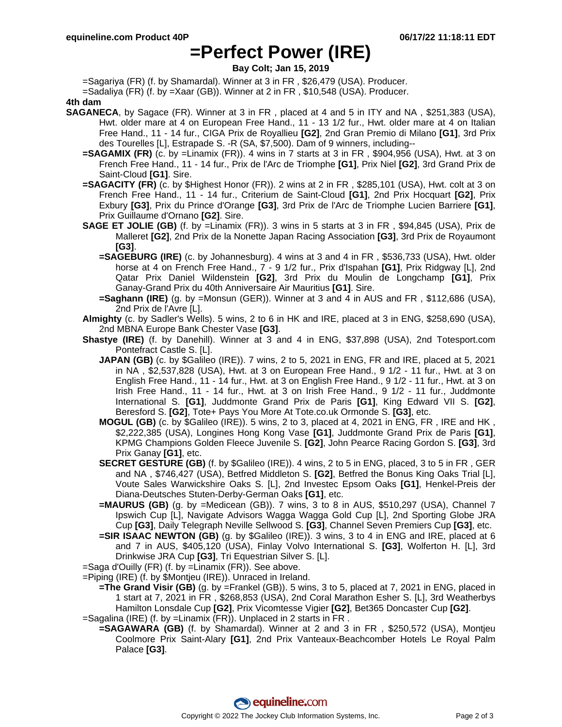# =Perfect Power (IRE)

**Bay Colt; Jan 15, 2019**

=Sagariya (FR) (f. by Shamardal). Winner at 3 in FR , $26,479 (USA). Producer.

=Sadaliya (FR) (f. by =Xaar (GB)). Winner at 2 in FR , $10,548 (USA). Producer.

**4th dam**

**SAGANECA**, by Sagace (FR). Winner at 3 in FR , placed at 4 and 5 in ITY and NA , $251,383 (USA), Hwt. older mare at 4 on European Free Hand., 11 - 13 1/2 fur., Hwt. older mare at 4 on Italian Free Hand., 11 - 14 fur., CIGA Prix de Royallieu **[G2]**, 2nd Gran Premio di Milano **[G1]**, 3rd Prix des Tourelles [L], Estrapade S. -R (SA, $7,500). Dam of 9 winners, including--

- **=SAGAMIX (FR)** (c. by =Linamix (FR)). 4 wins in 7 starts at 3 in FR , $904,956 (USA), Hwt. at 3 on French Free Hand., 11 - 14 fur., Prix de l'Arc de Triomphe **[G1]**, Prix Niel **[G2]**, 3rd Grand Prix de Saint-Cloud **[G1]**. Sire.
- **=SAGACITY (FR)** (c. by $Highest Honor (FR)). 2 wins at 2 in FR , $285,101 (USA), Hwt. colt at 3 on French Free Hand., 11 - 14 fur., Criterium de Saint-Cloud **[G1]**, 2nd Prix Hocquart **[G2]**, Prix Exbury **[G3]**, Prix du Prince d'Orange **[G3]**, 3rd Prix de l'Arc de Triomphe Lucien Barriere **[G1]**, Prix Guillaume d'Ornano **[G2]**. Sire.
- **SAGE ET JOLIE (GB)** (f. by =Linamix (FR)). 3 wins in 5 starts at 3 in FR , $94,845 (USA), Prix de Malleret **[G2]**, 2nd Prix de la Nonette Japan Racing Association **[G3]**, 3rd Prix de Royaumont **[G3]**.
  - **=SAGEBURG (IRE)** (c. by Johannesburg). 4 wins at 3 and 4 in FR , $536,733 (USA), Hwt. older horse at 4 on French Free Hand., 7 - 9 1/2 fur., Prix d'Ispahan **[G1]**, Prix Ridgway [L], 2nd Qatar Prix Daniel Wildenstein **[G2]**, 3rd Prix du Moulin de Longchamp **[G1]**, Prix Ganay-Grand Prix du 40th Anniversaire Air Mauritius **[G1]**. Sire.
  - **=Saghann (IRE)** (g. by =Monsun (GER)). Winner at 3 and 4 in AUS and FR , $112,686 (USA), 2nd Prix de l'Avre [L].
- **Almighty** (c. by Sadler's Wells). 5 wins, 2 to 6 in HK and IRE, placed at 3 in ENG, $258,690 (USA), 2nd MBNA Europe Bank Chester Vase **[G3]**.
- **Shastye (IRE)** (f. by Danehill). Winner at 3 and 4 in ENG, $37,898 (USA), 2nd Totesport.com Pontefract Castle S. [L].
  - **JAPAN (GB)** (c. by $Galileo (IRE)). 7 wins, 2 to 5, 2021 in ENG, FR and IRE, placed at 5, 2021 in NA , $2,537,828 (USA), Hwt. at 3 on European Free Hand., 9 1/2 - 11 fur., Hwt. at 3 on English Free Hand., 11 - 14 fur., Hwt. at 3 on English Free Hand., 9 1/2 - 11 fur., Hwt. at 3 on Irish Free Hand., 11 - 14 fur., Hwt. at 3 on Irish Free Hand., 9 1/2 - 11 fur., Juddmonte International S. **[G1]**, Juddmonte Grand Prix de Paris **[G1]**, King Edward VII S. **[G2]**, Beresford S. **[G2]**, Tote+ Pays You More At Tote.co.uk Ormonde S. **[G3]**, etc.
  - **MOGUL (GB)** (c. by $Galileo (IRE)). 5 wins, 2 to 3, placed at 4, 2021 in ENG, FR , IRE and HK , $2,222,385 (USA), Longines Hong Kong Vase **[G1]**, Juddmonte Grand Prix de Paris **[G1]**, KPMG Champions Golden Fleece Juvenile S. **[G2]**, John Pearce Racing Gordon S. **[G3]**, 3rd Prix Ganay **[G1]**, etc.
  - **SECRET GESTURE (GB)** (f. by $Galileo (IRE)). 4 wins, 2 to 5 in ENG, placed, 3 to 5 in FR , GER and NA , $746,427 (USA), Betfred Middleton S. **[G2]**, Betfred the Bonus King Oaks Trial [L], Voute Sales Warwickshire Oaks S. [L], 2nd Investec Epsom Oaks **[G1]**, Henkel-Preis der Diana-Deutsches Stuten-Derby-German Oaks **[G1]**, etc.
  - **=MAURUS (GB)** (g. by =Medicean (GB)). 7 wins, 3 to 8 in AUS, $510,297 (USA), Channel 7 Ipswich Cup [L], Navigate Advisors Wagga Wagga Gold Cup [L], 2nd Sporting Globe JRA Cup **[G3]**, Daily Telegraph Neville Sellwood S. **[G3]**, Channel Seven Premiers Cup **[G3]**, etc.
  - **=SIR ISAAC NEWTON (GB)** (g. by $Galileo (IRE)). 3 wins, 3 to 4 in ENG and IRE, placed at 6 and 7 in AUS, $405,120 (USA), Finlay Volvo International S. **[G3]**, Wolferton H. [L], 3rd Drinkwise JRA Cup **[G3]**, Tri Equestrian Silver S. [L].
- =Saga d'Ouilly (FR) (f. by =Linamix (FR)). See above.
- =Piping (IRE) (f. by $Montjeu (IRE)). Unraced in Ireland.
  - **=The Grand Visir (GB)** (g. by =Frankel (GB)). 5 wins, 3 to 5, placed at 7, 2021 in ENG, placed in 1 start at 7, 2021 in FR , $268,853 (USA), 2nd Coral Marathon Esher S. [L], 3rd Weatherbys Hamilton Lonsdale Cup **[G2]**, Prix Vicomtesse Vigier **[G2]**, Bet365 Doncaster Cup **[G2]**.
- =Sagalina (IRE) (f. by =Linamix (FR)). Unplaced in 2 starts in FR .
  - **=SAGAWARA (GB)** (f. by Shamardal). Winner at 2 and 3 in FR , $250,572 (USA), Montjeu Coolmore Prix Saint-Alary **[G1]**, 2nd Prix Vanteaux-Beachcomber Hotels Le Royal Palm Palace **[G3]**.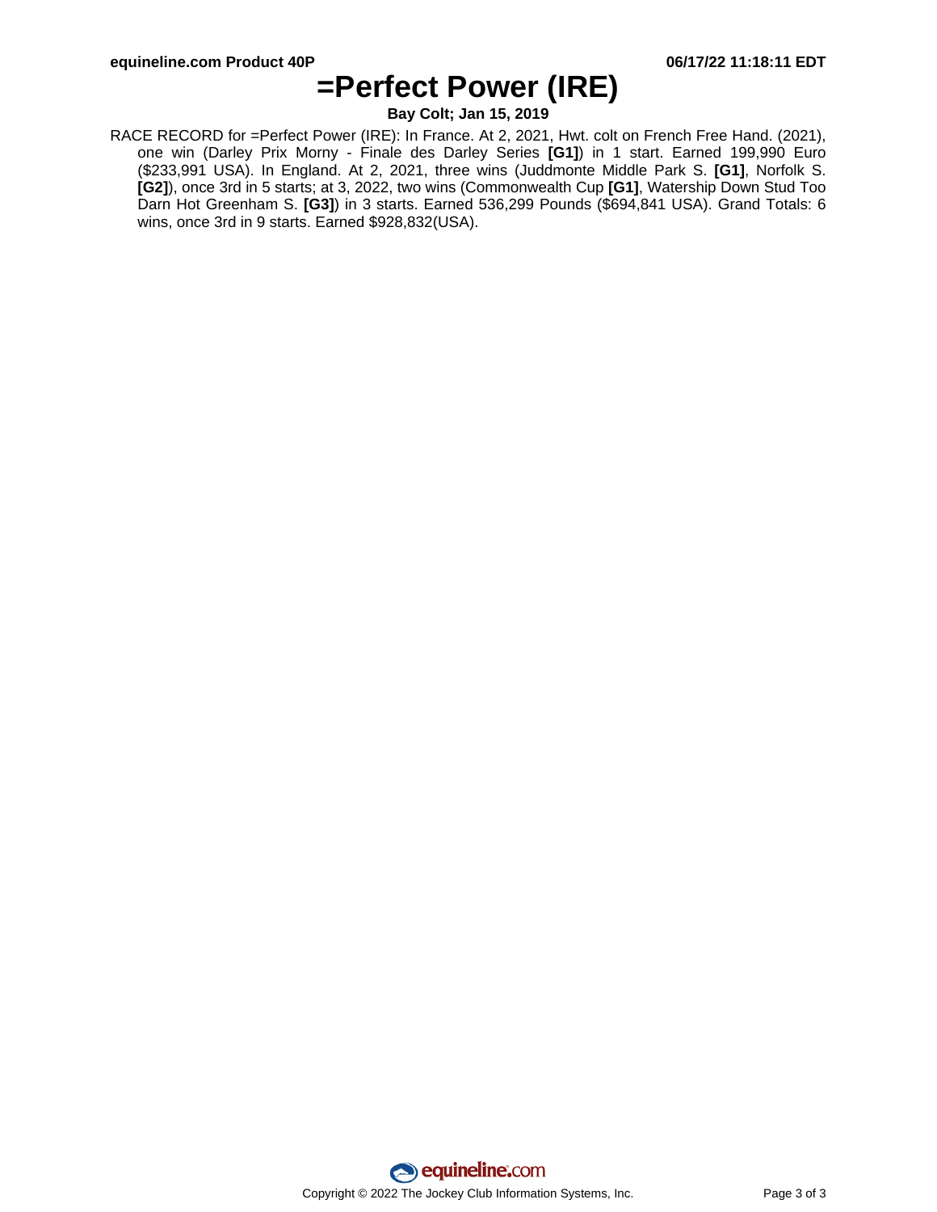# =Perfect Power (IRE)

**Bay Colt; Jan 15, 2019**

RACE RECORD for =Perfect Power (IRE): In France. At 2, 2021, Hwt. colt on French Free Hand. (2021), one win (Darley Prix Morny - Finale des Darley Series **[G1]**) in 1 start. Earned 199,990 Euro ($233,991 USA). In England. At 2, 2021, three wins (Juddmonte Middle Park S. **[G1]**, Norfolk S. **[G2]**), once 3rd in 5 starts; at 3, 2022, two wins (Commonwealth Cup **[G1]**, Watership Down Stud Too Darn Hot Greenham S. **[G3]**) in 3 starts. Earned 536,299 Pounds ($694,841 USA). Grand Totals: 6 wins, once 3rd in 9 starts. Earned $928,832(USA).